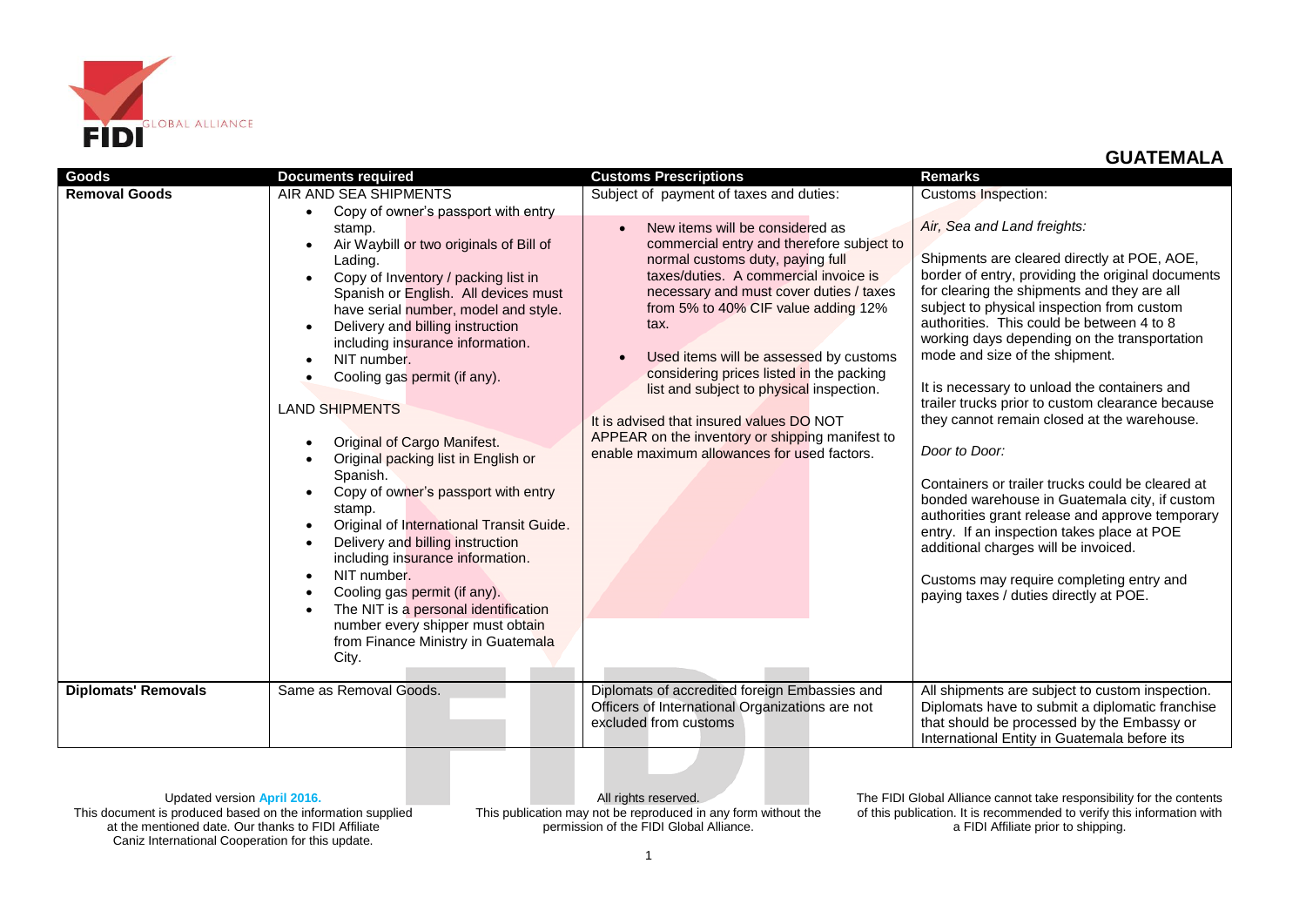# GUATEMALA

| Goods | Documents required | Customs Prescriptions | Remarks |
|---|---|---|---|
| **Removal Goods** | AIR AND SEA SHIPMENTS<br>• Copy of owner's passport with entry stamp.<br>• Air Waybill or two originals of Bill of Lading.<br>• Copy of Inventory / packing list in Spanish or English. All devices must have serial number, model and style.<br>• Delivery and billing instruction including insurance information.<br>• NIT number.<br>• Cooling gas permit (if any).<br><br>LAND SHIPMENTS<br>• Original of Cargo Manifest.<br>• Original packing list in English or Spanish.<br>• Copy of owner's passport with entry stamp.<br>• Original of International Transit Guide.<br>• Delivery and billing instruction including insurance information.<br>• NIT number.<br>• Cooling gas permit (if any).<br>• The NIT is a personal identification number every shipper must obtain from Finance Ministry in Guatemala City. | Subject of payment of taxes and duties:<br>• New items will be considered as commercial entry and therefore subject to normal customs duty, paying full taxes/duties. A commercial invoice is necessary and must cover duties / taxes from 5% to 40% CIF value adding 12% tax.<br>• Used items will be assessed by customs considering prices listed in the packing list and subject to physical inspection.<br><br>It is advised that insured values DO NOT APPEAR on the inventory or shipping manifest to enable maximum allowances for used factors. | Customs Inspection:<br><br>*Air, Sea and Land freights:*<br><br>Shipments are cleared directly at POE, AOE, border of entry, providing the original documents for clearing the shipments and they are all subject to physical inspection from custom authorities. This could be between 4 to 8 working days depending on the transportation mode and size of the shipment.<br><br>It is necessary to unload the containers and trailer trucks prior to custom clearance because they cannot remain closed at the warehouse.<br><br>*Door to Door:*<br><br>Containers or trailer trucks could be cleared at bonded warehouse in Guatemala city, if custom authorities grant release and approve temporary entry. If an inspection takes place at POE additional charges will be invoiced.<br><br>Customs may require completing entry and paying taxes / duties directly at POE. |
| **Diplomats' Removals** | Same as Removal Goods. | Diplomats of accredited foreign Embassies and Officers of International Organizations are not excluded from customs | All shipments are subject to custom inspection. Diplomats have to submit a diplomatic franchise that should be processed by the Embassy or International Entity in Guatemala before its |

Updated version **April 2016.**
This document is produced based on the information supplied at the mentioned date. Our thanks to FIDI Affiliate Caniz International Cooperation for this update.

All rights reserved.
This publication may not be reproduced in any form without the permission of the FIDI Global Alliance.

The FIDI Global Alliance cannot take responsibility for the contents of this publication. It is recommended to verify this information with a FIDI Affiliate prior to shipping.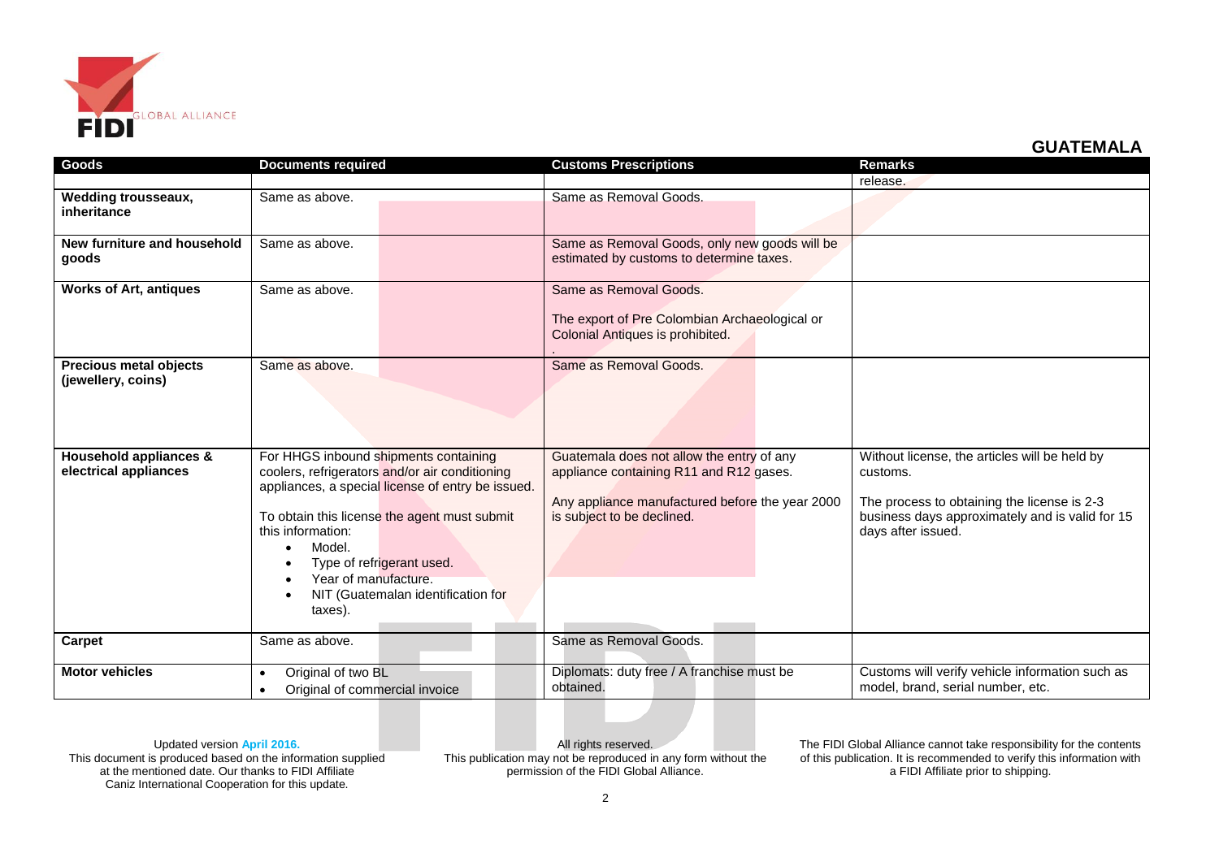## GUATEMALA

| Goods | Documents required | Customs Prescriptions | Remarks |
|---|---|---|---|
| | | | release. |
| **Wedding trousseaux, inheritance** | Same as above. | Same as Removal Goods. | |
| **New furniture and household goods** | Same as above. | Same as Removal Goods, only new goods will be estimated by customs to determine taxes. | |
| **Works of Art, antiques** | Same as above. | Same as Removal Goods.<br><br>The export of Pre Colombian Archaeological or Colonial Antiques is prohibited.<br>. | |
| **Precious metal objects (jewellery, coins)** | Same as above. | Same as Removal Goods. | |
| **Household appliances & electrical appliances** | For HHGS inbound shipments containing coolers, refrigerators and/or air conditioning appliances, a special license of entry be issued.<br><br>To obtain this license the agent must submit this information:<br>• Model.<br>• Type of refrigerant used.<br>• Year of manufacture.<br>• NIT (Guatemalan identification for taxes). | Guatemala does not allow the entry of any appliance containing R11 and R12 gases.<br><br>Any appliance manufactured before the year 2000 is subject to be declined. | Without license, the articles will be held by customs.<br><br>The process to obtaining the license is 2-3 business days approximately and is valid for 15 days after issued. |
| **Carpet** | Same as above. | Same as Removal Goods. | |
| **Motor vehicles** | • Original of two BL<br>• Original of commercial invoice | Diplomats: duty free / A franchise must be obtained. | Customs will verify vehicle information such as model, brand, serial number, etc. |

Updated version **April 2016.**
This document is produced based on the information supplied at the mentioned date. Our thanks to FIDI Affiliate Caniz International Cooperation for this update.

All rights reserved.
This publication may not be reproduced in any form without the permission of the FIDI Global Alliance.

The FIDI Global Alliance cannot take responsibility for the contents of this publication. It is recommended to verify this information with a FIDI Affiliate prior to shipping.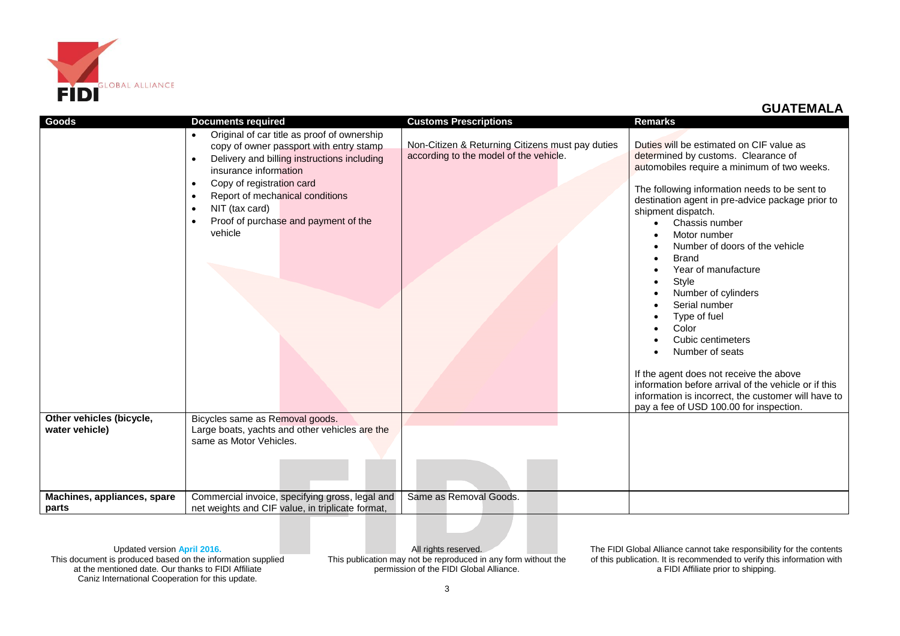## GUATEMALA

| Goods | Documents required | Customs Prescriptions | Remarks |
|---|---|---|---|
| | • Original of car title as proof of ownership copy of owner passport with entry stamp<br>• Delivery and billing instructions including insurance information<br>• Copy of registration card<br>• Report of mechanical conditions<br>• NIT (tax card)<br>• Proof of purchase and payment of the vehicle | Non-Citizen & Returning Citizens must pay duties according to the model of the vehicle. | Duties will be estimated on CIF value as determined by customs. Clearance of automobiles require a minimum of two weeks.<br><br>The following information needs to be sent to destination agent in pre-advice package prior to shipment dispatch.<br>• Chassis number<br>• Motor number<br>• Number of doors of the vehicle<br>• Brand<br>• Year of manufacture<br>• Style<br>• Number of cylinders<br>• Serial number<br>• Type of fuel<br>• Color<br>• Cubic centimeters<br>• Number of seats<br><br>If the agent does not receive the above information before arrival of the vehicle or if this information is incorrect, the customer will have to pay a fee of USD 100.00 for inspection. |
| **Other vehicles (bicycle, water vehicle)** | Bicycles same as Removal goods.<br>Large boats, yachts and other vehicles are the same as Motor Vehicles. | | |
| **Machines, appliances, spare parts** | Commercial invoice, specifying gross, legal and net weights and CIF value, in triplicate format, | Same as Removal Goods. | |

Updated version April 2016.
This document is produced based on the information supplied at the mentioned date. Our thanks to FIDI Affiliate Caniz International Cooperation for this update.

All rights reserved.
This publication may not be reproduced in any form without the permission of the FIDI Global Alliance.

The FIDI Global Alliance cannot take responsibility for the contents of this publication. It is recommended to verify this information with a FIDI Affiliate prior to shipping.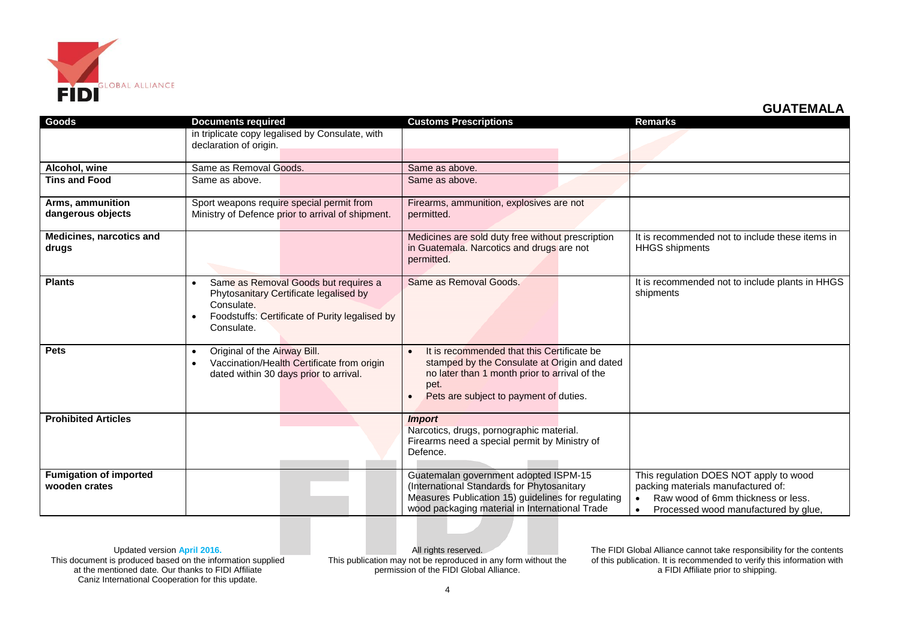## GUATEMALA

| Goods | Documents required | Customs Prescriptions | Remarks |
|---|---|---|---|
| | in triplicate copy legalised by Consulate, with declaration of origin. | | |
| **Alcohol, wine** | Same as Removal Goods. | Same as above. | |
| **Tins and Food** | Same as above. | Same as above. | |
| **Arms, ammunition dangerous objects** | Sport weapons require special permit from Ministry of Defence prior to arrival of shipment. | Firearms, ammunition, explosives are not permitted. | |
| **Medicines, narcotics and drugs** | | Medicines are sold duty free without prescription in Guatemala. Narcotics and drugs are not permitted. | It is recommended not to include these items in HHGS shipments |
| **Plants** | • Same as Removal Goods but requires a Phytosanitary Certificate legalised by Consulate.<br>• Foodstuffs: Certificate of Purity legalised by Consulate. | Same as Removal Goods. | It is recommended not to include plants in HHGS shipments |
| **Pets** | • Original of the Airway Bill.<br>• Vaccination/Health Certificate from origin dated within 30 days prior to arrival. | • It is recommended that this Certificate be stamped by the Consulate at Origin and dated no later than 1 month prior to arrival of the pet.<br>• Pets are subject to payment of duties. | |
| **Prohibited Articles** | | ***Import***<br>Narcotics, drugs, pornographic material.<br>Firearms need a special permit by Ministry of Defence. | |
| **Fumigation of imported wooden crates** | | Guatemalan government adopted ISPM-15 (International Standards for Phytosanitary Measures Publication 15) guidelines for regulating wood packaging material in International Trade | This regulation DOES NOT apply to wood packing materials manufactured of:<br>• Raw wood of 6mm thickness or less.<br>• Processed wood manufactured by glue, |

Updated version April 2016.
This document is produced based on the information supplied at the mentioned date. Our thanks to FIDI Affiliate Caniz International Cooperation for this update.

All rights reserved.
This publication may not be reproduced in any form without the permission of the FIDI Global Alliance.

The FIDI Global Alliance cannot take responsibility for the contents of this publication. It is recommended to verify this information with a FIDI Affiliate prior to shipping.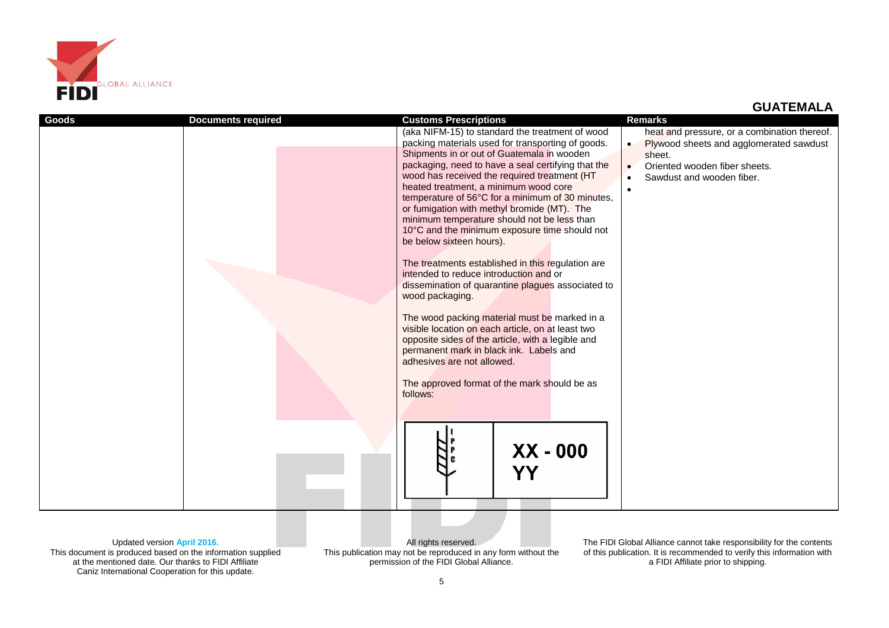## GUATEMALA

| Goods | Documents required | Customs Prescriptions | Remarks |
|---|---|---|---|
| | | (aka NIFM-15) to standard the treatment of wood packing materials used for transporting of goods. Shipments in or out of Guatemala in wooden packaging, need to have a seal certifying that the wood has received the required treatment (HT heated treatment, a minimum wood core temperature of 56°C for a minimum of 30 minutes, or fumigation with methyl bromide (MT). The minimum temperature should not be less than 10°C and the minimum exposure time should not be below sixteen hours).<br><br>The treatments established in this regulation are intended to reduce introduction and or dissemination of quarantine plagues associated to wood packaging.<br><br>The wood packing material must be marked in a visible location on each article, on at least two opposite sides of the article, with a legible and permanent mark in black ink. Labels and adhesives are not allowed.<br><br>The approved format of the mark should be as follows:<br><br>IPPC XX - 000 YY | heat and pressure, or a combination thereof.<br>• Plywood sheets and agglomerated sawdust sheet.<br>• Oriented wooden fiber sheets.<br>• Sawdust and wooden fiber.<br>• |

Updated version **April 2016.**
This document is produced based on the information supplied at the mentioned date. Our thanks to FIDI Affiliate Caniz International Cooperation for this update.

All rights reserved.
This publication may not be reproduced in any form without the permission of the FIDI Global Alliance.

The FIDI Global Alliance cannot take responsibility for the contents of this publication. It is recommended to verify this information with a FIDI Affiliate prior to shipping.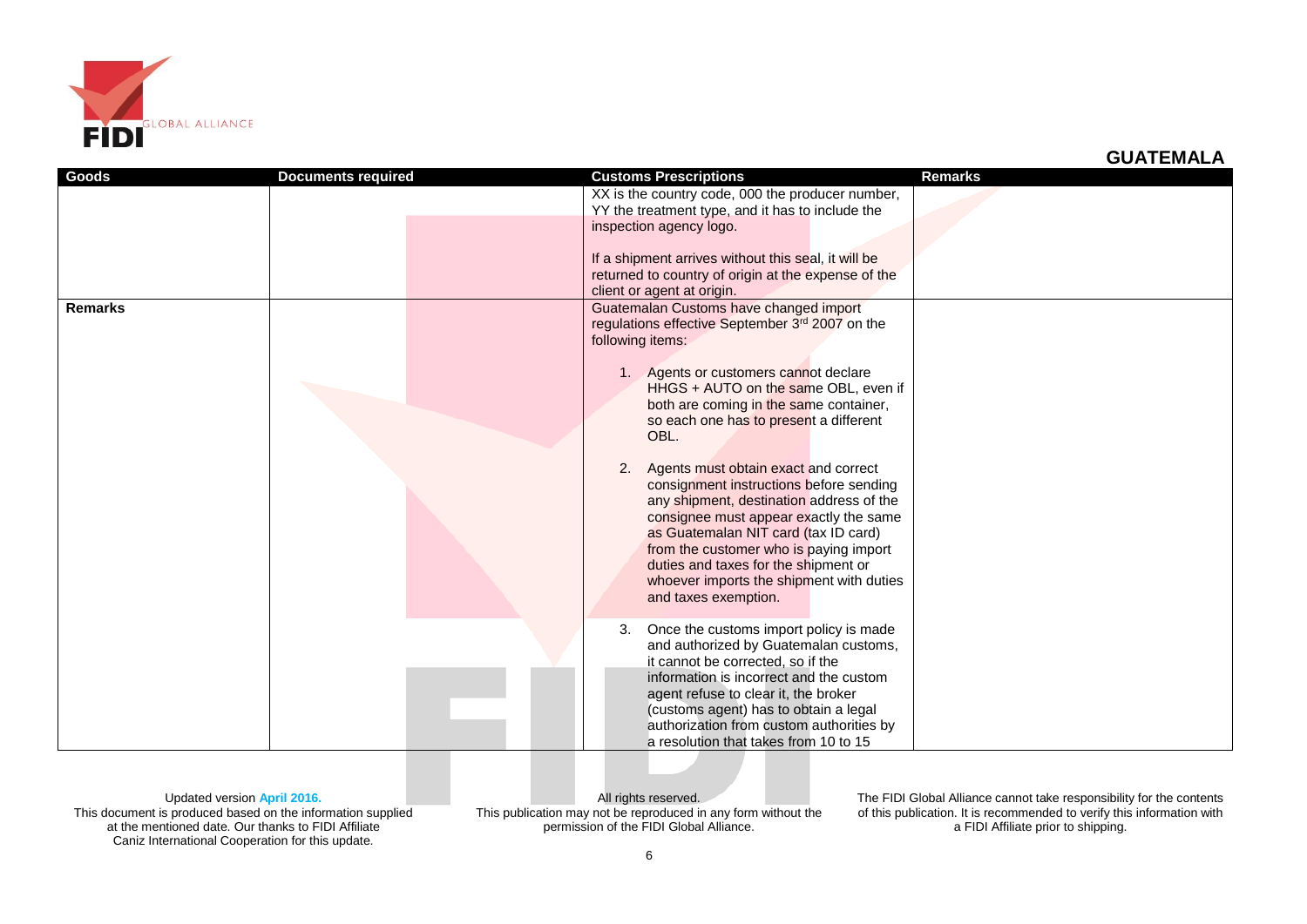## GUATEMALA

| Goods | Documents required | Customs Prescriptions | Remarks |
|---|---|---|---|
| | | XX is the country code, 000 the producer number, YY the treatment type, and it has to include the inspection agency logo.<br><br>If a shipment arrives without this seal, it will be returned to country of origin at the expense of the client or agent at origin. | |
| **Remarks** | | Guatemalan Customs have changed import regulations effective September 3rd 2007 on the following items:<br><br>1. Agents or customers cannot declare HHGS + AUTO on the same OBL, even if both are coming in the same container, so each one has to present a different OBL.<br><br>2. Agents must obtain exact and correct consignment instructions before sending any shipment, destination address of the consignee must appear exactly the same as Guatemalan NIT card (tax ID card) from the customer who is paying import duties and taxes for the shipment or whoever imports the shipment with duties and taxes exemption.<br><br>3. Once the customs import policy is made and authorized by Guatemalan customs, it cannot be corrected, so if the information is incorrect and the custom agent refuse to clear it, the broker (customs agent) has to obtain a legal authorization from custom authorities by a resolution that takes from 10 to 15 | |

Updated version **April 2016.**
This document is produced based on the information supplied at the mentioned date. Our thanks to FIDI Affiliate Caniz International Cooperation for this update.

All rights reserved.
This publication may not be reproduced in any form without the permission of the FIDI Global Alliance.

The FIDI Global Alliance cannot take responsibility for the contents of this publication. It is recommended to verify this information with a FIDI Affiliate prior to shipping.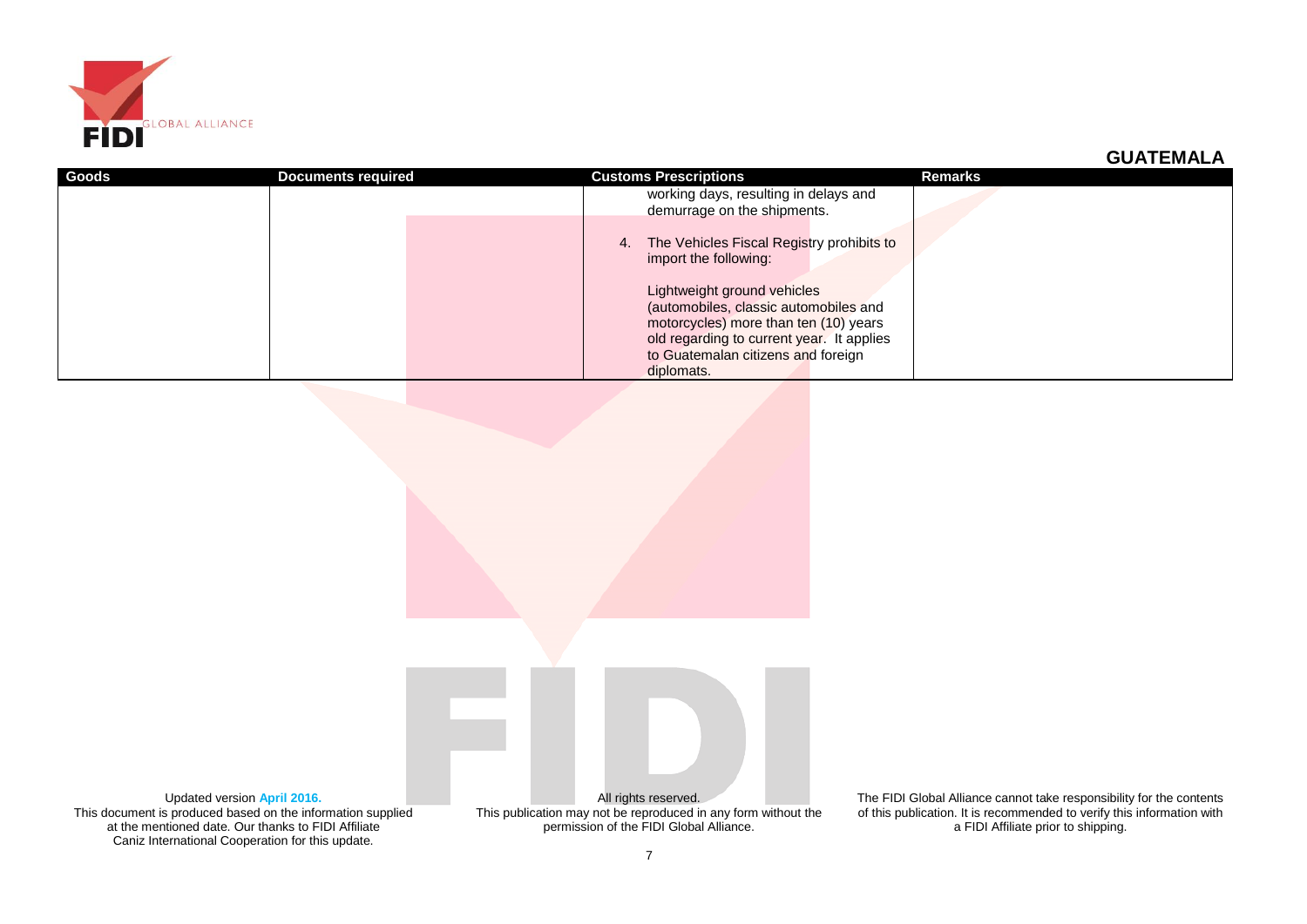# GUATEMALA

| Goods | Documents required | Customs Prescriptions | Remarks |
|---|---|---|---|
| | | working days, resulting in delays and demurrage on the shipments.<br><br>4. The Vehicles Fiscal Registry prohibits to import the following:<br><br>Lightweight ground vehicles (automobiles, classic automobiles and motorcycles) more than ten (10) years old regarding to current year. It applies to Guatemalan citizens and foreign diplomats. | |

Updated version April 2016.
This document is produced based on the information supplied at the mentioned date. Our thanks to FIDI Affiliate Caniz International Cooperation for this update.

All rights reserved.
This publication may not be reproduced in any form without the permission of the FIDI Global Alliance.

The FIDI Global Alliance cannot take responsibility for the contents of this publication. It is recommended to verify this information with a FIDI Affiliate prior to shipping.